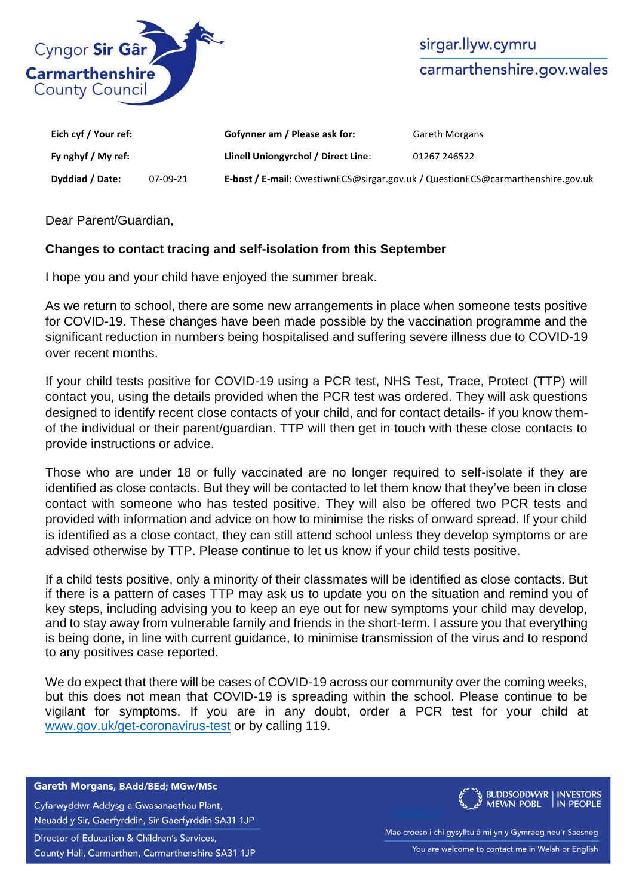Cyngor **Sir Gâr**
**Carmarthenshire**
County Council

sirgar.llyw.cymru
carmarthenshire.gov.wales

| | | | |
|---|---|---|---|
| **Eich cyf / Your ref:** | | **Gofynner am / Please ask for:** | Gareth Morgans |
| **Fy nghyf / My ref:** | | **Llinell Uniongyrchol / Direct Line**: | 01267 246522 |
| **Dyddiad / Date:** | 07-09-21 | **E-bost / E-mail**: CwestiwnECS@sirgar.gov.uk / QuestionECS@carmarthenshire.gov.uk | |

Dear Parent/Guardian,

**Changes to contact tracing and self-isolation from this September**

I hope you and your child have enjoyed the summer break.

As we return to school, there are some new arrangements in place when someone tests positive for COVID-19. These changes have been made possible by the vaccination programme and the significant reduction in numbers being hospitalised and suffering severe illness due to COVID-19 over recent months.

If your child tests positive for COVID-19 using a PCR test, NHS Test, Trace, Protect (TTP) will contact you, using the details provided when the PCR test was ordered. They will ask questions designed to identify recent close contacts of your child, and for contact details- if you know them- of the individual or their parent/guardian. TTP will then get in touch with these close contacts to provide instructions or advice.

Those who are under 18 or fully vaccinated are no longer required to self-isolate if they are identified as close contacts. But they will be contacted to let them know that they've been in close contact with someone who has tested positive. They will also be offered two PCR tests and provided with information and advice on how to minimise the risks of onward spread. If your child is identified as a close contact, they can still attend school unless they develop symptoms or are advised otherwise by TTP. Please continue to let us know if your child tests positive.

If a child tests positive, only a minority of their classmates will be identified as close contacts. But if there is a pattern of cases TTP may ask us to update you on the situation and remind you of key steps, including advising you to keep an eye out for new symptoms your child may develop, and to stay away from vulnerable family and friends in the short-term. I assure you that everything is being done, in line with current guidance, to minimise transmission of the virus and to respond to any positives case reported.

We do expect that there will be cases of COVID-19 across our community over the coming weeks, but this does not mean that COVID-19 is spreading within the school. Please continue to be vigilant for symptoms. If you are in any doubt, order a PCR test for your child at www.gov.uk/get-coronavirus-test or by calling 119.

**Gareth Morgans, BAdd/BEd; MGw/MSc**
Cyfarwyddwr Addysg a Gwasanaethau Plant,
Neuadd y Sir, Gaerfyrddin, Sir Gaerfyrddin SA31 1JP
Director of Education & Children's Services,
County Hall, Carmarthen, Carmarthenshire SA31 1JP

BUDDSODDWYR MEWN POBL | INVESTORS IN PEOPLE

Mae croeso i chi gysylltu â mi yn y Gymraeg neu'r Saesneg
You are welcome to contact me in Welsh or English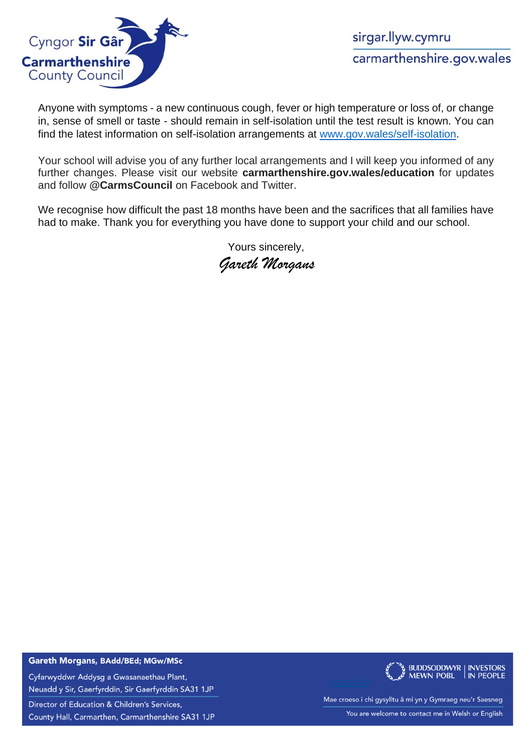Anyone with symptoms - a new continuous cough, fever or high temperature or loss of, or change in, sense of smell or taste - should remain in self-isolation until the test result is known. You can find the latest information on self-isolation arrangements at www.gov.wales/self-isolation.

Your school will advise you of any further local arrangements and I will keep you informed of any further changes. Please visit our website **carmarthenshire.gov.wales/education** for updates and follow **@CarmsCouncil** on Facebook and Twitter.

We recognise how difficult the past 18 months have been and the sacrifices that all families have had to make. Thank you for everything you have done to support your child and our school.

Yours sincerely,

*Gareth Morgans*

**Gareth Morgans, BAdd/BEd; MGw/MSc**

Cyfarwyddwr Addysg a Gwasanaethau Plant,
Neuadd y Sir, Gaerfyrddin, Sir Gaerfyrddin SA31 1JP

Director of Education & Children's Services,
County Hall, Carmarthen, Carmarthenshire SA31 1JP

Mae croeso i chi gysylltu â mi yn y Gymraeg neu'r Saesneg

You are welcome to contact me in Welsh or English